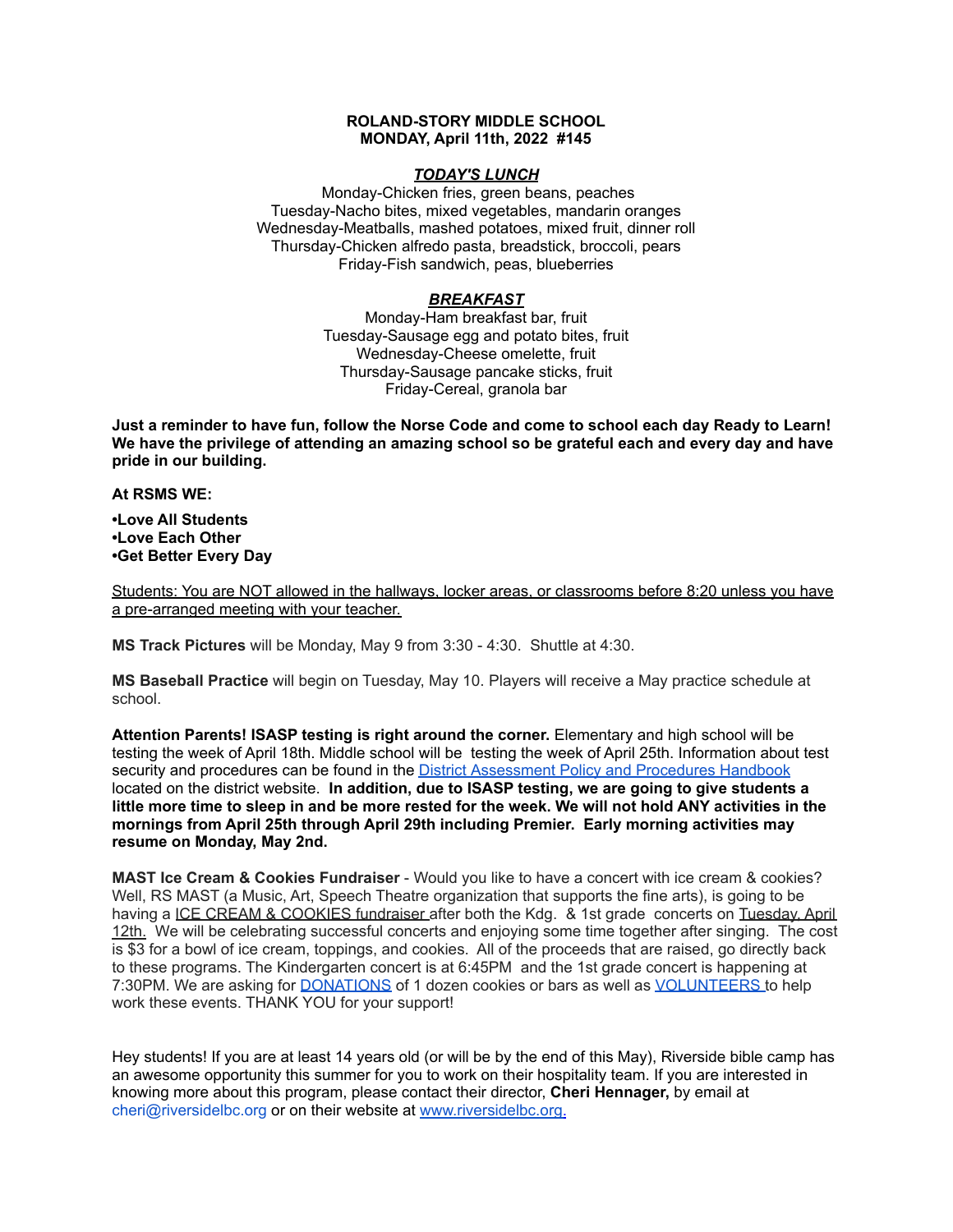**ROLAND-STORY MIDDLE SCHOOL**
**MONDAY, April 11th, 2022 #145**

***TODAY'S LUNCH***

Monday-Chicken fries, green beans, peaches
Tuesday-Nacho bites, mixed vegetables, mandarin oranges
Wednesday-Meatballs, mashed potatoes, mixed fruit, dinner roll
Thursday-Chicken alfredo pasta, breadstick, broccoli, pears
Friday-Fish sandwich, peas, blueberries

***BREAKFAST***

Monday-Ham breakfast bar, fruit
Tuesday-Sausage egg and potato bites, fruit
Wednesday-Cheese omelette, fruit
Thursday-Sausage pancake sticks, fruit
Friday-Cereal, granola bar

**Just a reminder to have fun, follow the Norse Code and come to school each day Ready to Learn! We have the privilege of attending an amazing school so be grateful each and every day and have pride in our building.**

**At RSMS WE:**

**•Love All Students**
**•Love Each Other**
**•Get Better Every Day**

Students: You are NOT allowed in the hallways, locker areas, or classrooms before 8:20 unless you have a pre-arranged meeting with your teacher.

**MS Track Pictures** will be Monday, May 9 from 3:30 - 4:30. Shuttle at 4:30.

**MS Baseball Practice** will begin on Tuesday, May 10. Players will receive a May practice schedule at school.

**Attention Parents! ISASP testing is right around the corner.** Elementary and high school will be testing the week of April 18th. Middle school will be testing the week of April 25th. Information about test security and procedures can be found in the District Assessment Policy and Procedures Handbook located on the district website. **In addition, due to ISASP testing, we are going to give students a little more time to sleep in and be more rested for the week. We will not hold ANY activities in the mornings from April 25th through April 29th including Premier. Early morning activities may resume on Monday, May 2nd.**

**MAST Ice Cream & Cookies Fundraiser** - Would you like to have a concert with ice cream & cookies? Well, RS MAST (a Music, Art, Speech Theatre organization that supports the fine arts), is going to be having a ICE CREAM & COOKIES fundraiser after both the Kdg. & 1st grade concerts on Tuesday, April 12th. We will be celebrating successful concerts and enjoying some time together after singing. The cost is $3 for a bowl of ice cream, toppings, and cookies. All of the proceeds that are raised, go directly back to these programs. The Kindergarten concert is at 6:45PM and the 1st grade concert is happening at 7:30PM. We are asking for DONATIONS of 1 dozen cookies or bars as well as VOLUNTEERS to help work these events. THANK YOU for your support!

Hey students! If you are at least 14 years old (or will be by the end of this May), Riverside bible camp has an awesome opportunity this summer for you to work on their hospitality team. If you are interested in knowing more about this program, please contact their director, **Cheri Hennager,** by email at cheri@riversidelbc.org or on their website at www.riversidelbc.org.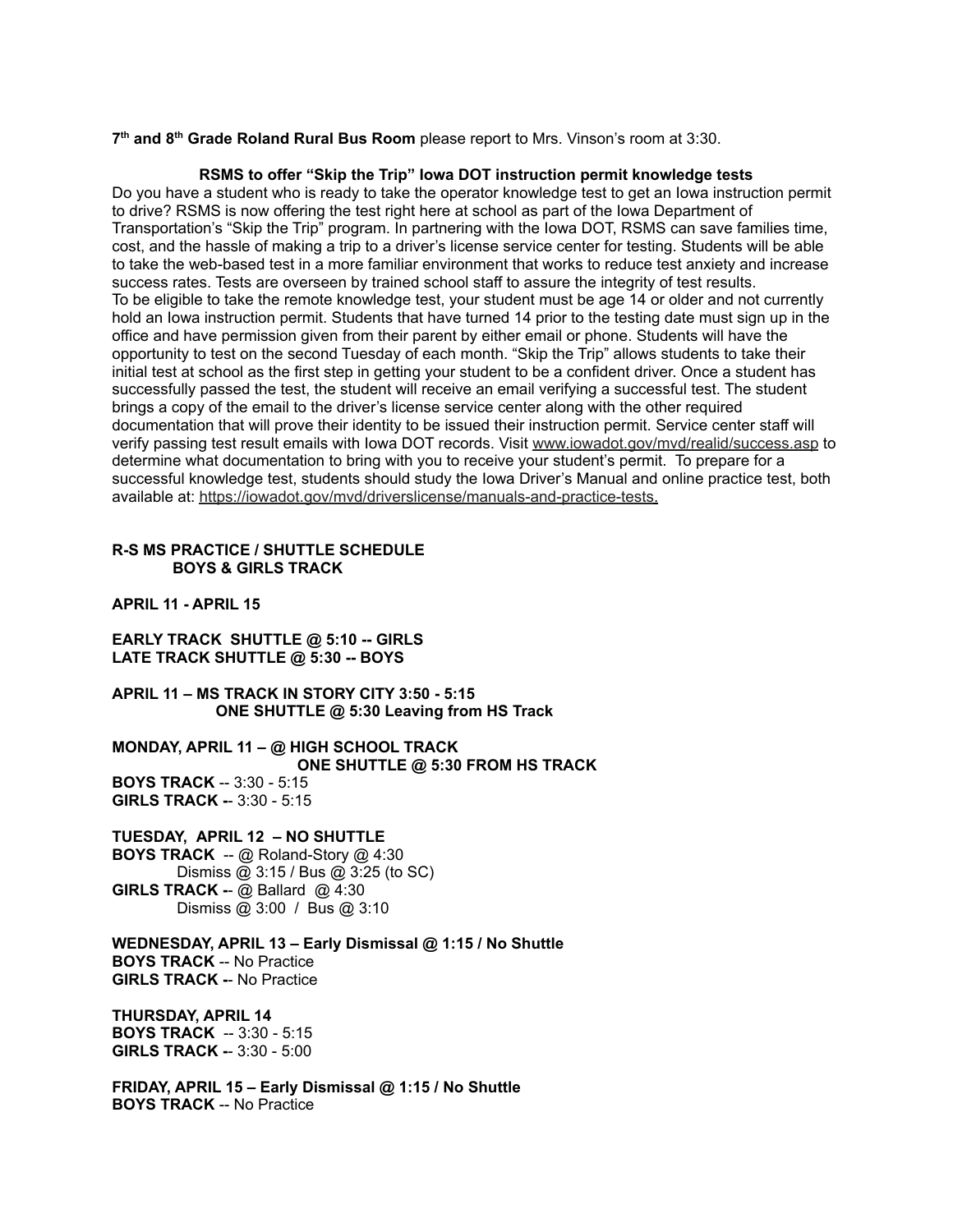**7th and 8th Grade Roland Rural Bus Room** please report to Mrs. Vinson's room at 3:30.

**RSMS to offer "Skip the Trip" Iowa DOT instruction permit knowledge tests**

Do you have a student who is ready to take the operator knowledge test to get an Iowa instruction permit to drive? RSMS is now offering the test right here at school as part of the Iowa Department of Transportation's "Skip the Trip" program. In partnering with the Iowa DOT, RSMS can save families time, cost, and the hassle of making a trip to a driver's license service center for testing. Students will be able to take the web-based test in a more familiar environment that works to reduce test anxiety and increase success rates. Tests are overseen by trained school staff to assure the integrity of test results.
To be eligible to take the remote knowledge test, your student must be age 14 or older and not currently hold an Iowa instruction permit. Students that have turned 14 prior to the testing date must sign up in the office and have permission given from their parent by either email or phone. Students will have the opportunity to test on the second Tuesday of each month. "Skip the Trip" allows students to take their initial test at school as the first step in getting your student to be a confident driver. Once a student has successfully passed the test, the student will receive an email verifying a successful test. The student brings a copy of the email to the driver's license service center along with the other required documentation that will prove their identity to be issued their instruction permit. Service center staff will verify passing test result emails with Iowa DOT records. Visit www.iowadot.gov/mvd/realid/success.asp to determine what documentation to bring with you to receive your student's permit. To prepare for a successful knowledge test, students should study the Iowa Driver's Manual and online practice test, both available at: https://iowadot.gov/mvd/driverslicense/manuals-and-practice-tests.

**R-S MS PRACTICE / SHUTTLE SCHEDULE**
**BOYS & GIRLS TRACK**

**APRIL 11 - APRIL 15**

**EARLY TRACK SHUTTLE @ 5:10 -- GIRLS**
**LATE TRACK SHUTTLE @ 5:30 -- BOYS**

**APRIL 11 – MS TRACK IN STORY CITY 3:50 - 5:15**
**ONE SHUTTLE @ 5:30 Leaving from HS Track**

**MONDAY, APRIL 11 – @ HIGH SCHOOL TRACK**
**ONE SHUTTLE @ 5:30 FROM HS TRACK**
**BOYS TRACK** -- 3:30 - 5:15
**GIRLS TRACK --** 3:30 - 5:15

**TUESDAY, APRIL 12 – NO SHUTTLE**
**BOYS TRACK** -- @ Roland-Story @ 4:30
Dismiss @ 3:15 / Bus @ 3:25 (to SC)
**GIRLS TRACK --** @ Ballard @ 4:30
Dismiss @ 3:00 / Bus @ 3:10

**WEDNESDAY, APRIL 13 – Early Dismissal @ 1:15 / No Shuttle**
**BOYS TRACK** -- No Practice
**GIRLS TRACK --** No Practice

**THURSDAY, APRIL 14**
**BOYS TRACK** -- 3:30 - 5:15
**GIRLS TRACK --** 3:30 - 5:00

**FRIDAY, APRIL 15 – Early Dismissal @ 1:15 / No Shuttle**
**BOYS TRACK** -- No Practice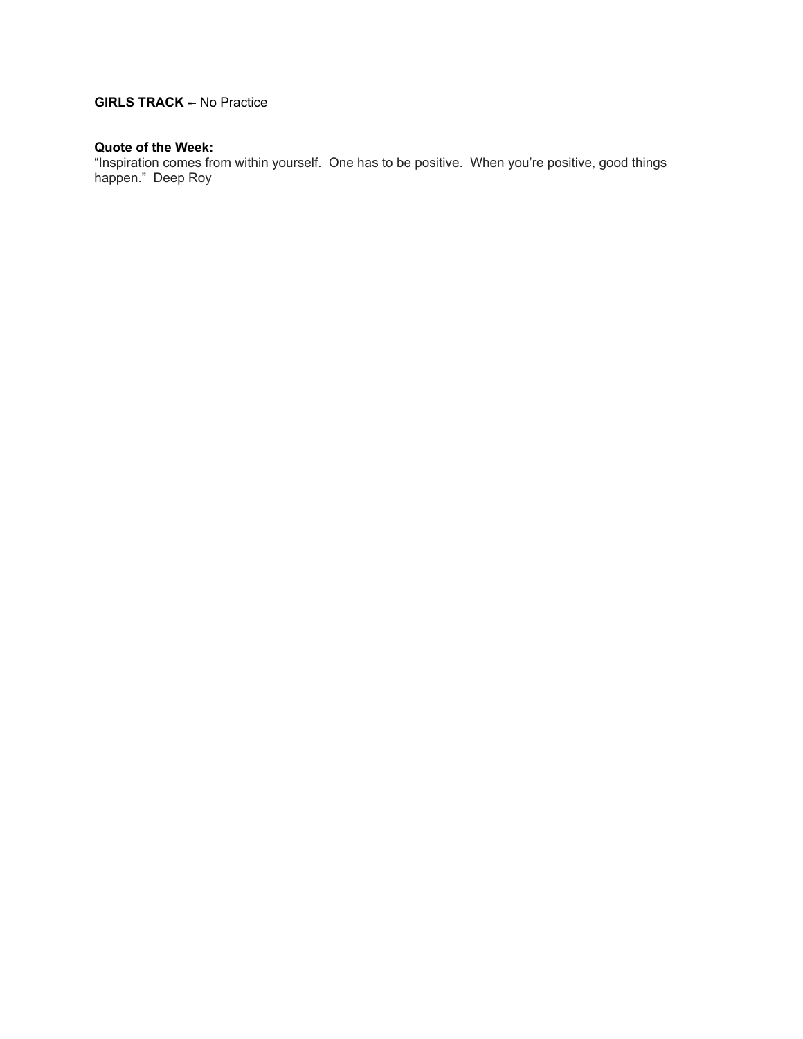**GIRLS TRACK --** No Practice

**Quote of the Week:**
"Inspiration comes from within yourself. One has to be positive. When you're positive, good things happen." Deep Roy